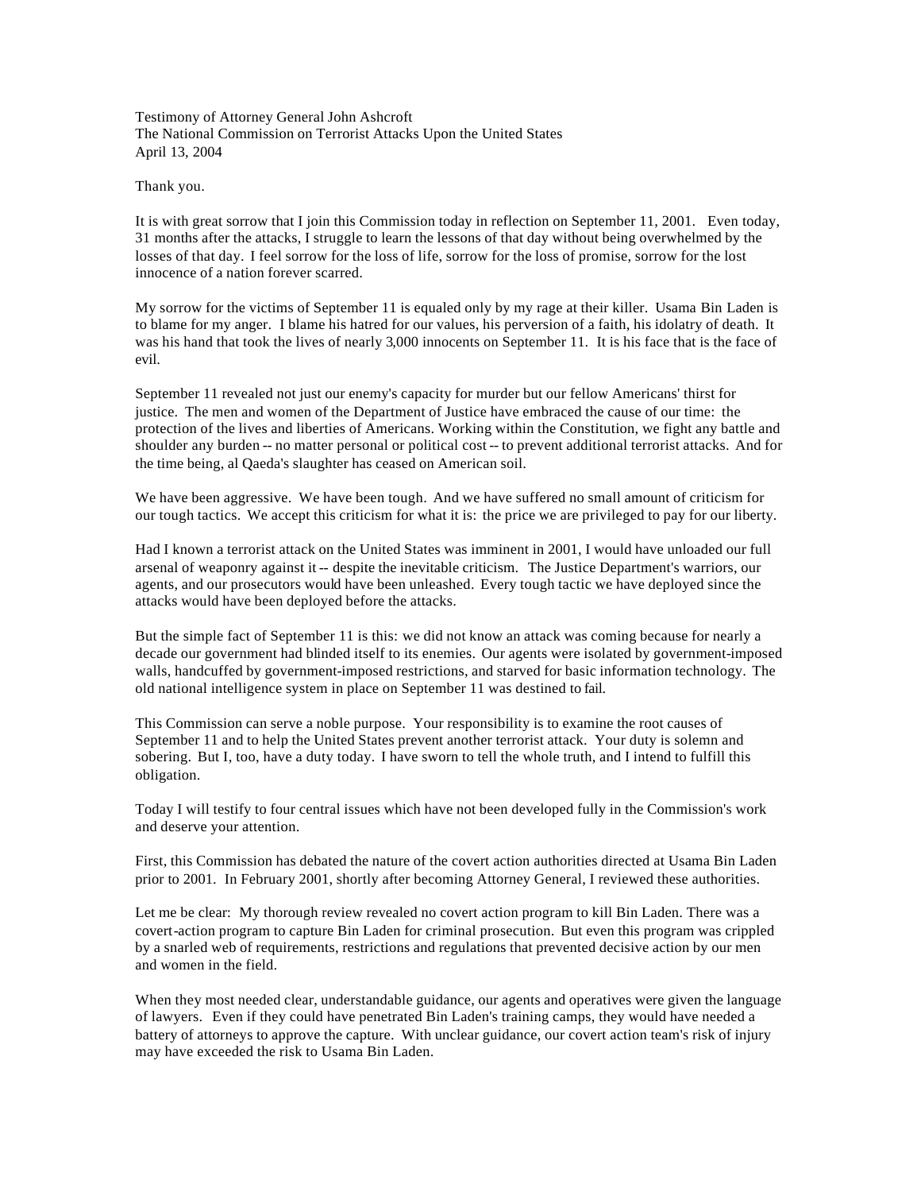Testimony of Attorney General John Ashcroft
The National Commission on Terrorist Attacks Upon the United States
April 13, 2004

Thank you.

It is with great sorrow that I join this Commission today in reflection on September 11, 2001. Even today, 31 months after the attacks, I struggle to learn the lessons of that day without being overwhelmed by the losses of that day. I feel sorrow for the loss of life, sorrow for the loss of promise, sorrow for the lost innocence of a nation forever scarred.

My sorrow for the victims of September 11 is equaled only by my rage at their killer. Usama Bin Laden is to blame for my anger. I blame his hatred for our values, his perversion of a faith, his idolatry of death. It was his hand that took the lives of nearly 3,000 innocents on September 11. It is his face that is the face of evil.

September 11 revealed not just our enemy's capacity for murder but our fellow Americans' thirst for justice. The men and women of the Department of Justice have embraced the cause of our time: the protection of the lives and liberties of Americans. Working within the Constitution, we fight any battle and shoulder any burden -- no matter personal or political cost -- to prevent additional terrorist attacks. And for the time being, al Qaeda's slaughter has ceased on American soil.

We have been aggressive. We have been tough. And we have suffered no small amount of criticism for our tough tactics. We accept this criticism for what it is: the price we are privileged to pay for our liberty.

Had I known a terrorist attack on the United States was imminent in 2001, I would have unloaded our full arsenal of weaponry against it -- despite the inevitable criticism. The Justice Department's warriors, our agents, and our prosecutors would have been unleashed. Every tough tactic we have deployed since the attacks would have been deployed before the attacks.

But the simple fact of September 11 is this: we did not know an attack was coming because for nearly a decade our government had blinded itself to its enemies. Our agents were isolated by government-imposed walls, handcuffed by government-imposed restrictions, and starved for basic information technology. The old national intelligence system in place on September 11 was destined to fail.

This Commission can serve a noble purpose. Your responsibility is to examine the root causes of September 11 and to help the United States prevent another terrorist attack. Your duty is solemn and sobering. But I, too, have a duty today. I have sworn to tell the whole truth, and I intend to fulfill this obligation.

Today I will testify to four central issues which have not been developed fully in the Commission's work and deserve your attention.

First, this Commission has debated the nature of the covert action authorities directed at Usama Bin Laden prior to 2001. In February 2001, shortly after becoming Attorney General, I reviewed these authorities.

Let me be clear: My thorough review revealed no covert action program to kill Bin Laden. There was a covert-action program to capture Bin Laden for criminal prosecution. But even this program was crippled by a snarled web of requirements, restrictions and regulations that prevented decisive action by our men and women in the field.

When they most needed clear, understandable guidance, our agents and operatives were given the language of lawyers. Even if they could have penetrated Bin Laden's training camps, they would have needed a battery of attorneys to approve the capture. With unclear guidance, our covert action team's risk of injury may have exceeded the risk to Usama Bin Laden.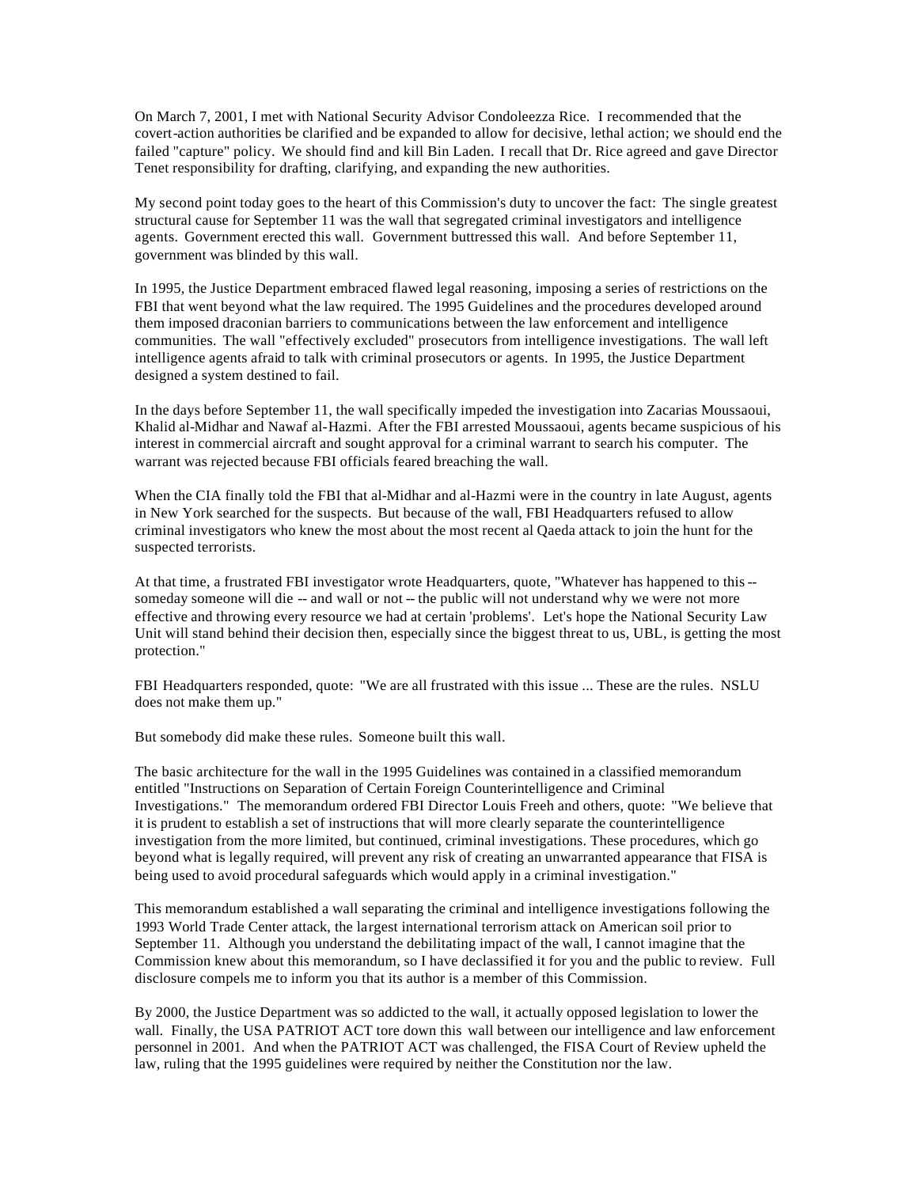On March 7, 2001, I met with National Security Advisor Condoleezza Rice. I recommended that the covert-action authorities be clarified and be expanded to allow for decisive, lethal action; we should end the failed "capture" policy. We should find and kill Bin Laden. I recall that Dr. Rice agreed and gave Director Tenet responsibility for drafting, clarifying, and expanding the new authorities.

My second point today goes to the heart of this Commission's duty to uncover the fact: The single greatest structural cause for September 11 was the wall that segregated criminal investigators and intelligence agents. Government erected this wall. Government buttressed this wall. And before September 11, government was blinded by this wall.

In 1995, the Justice Department embraced flawed legal reasoning, imposing a series of restrictions on the FBI that went beyond what the law required. The 1995 Guidelines and the procedures developed around them imposed draconian barriers to communications between the law enforcement and intelligence communities. The wall "effectively excluded" prosecutors from intelligence investigations. The wall left intelligence agents afraid to talk with criminal prosecutors or agents. In 1995, the Justice Department designed a system destined to fail.

In the days before September 11, the wall specifically impeded the investigation into Zacarias Moussaoui, Khalid al-Midhar and Nawaf al-Hazmi. After the FBI arrested Moussaoui, agents became suspicious of his interest in commercial aircraft and sought approval for a criminal warrant to search his computer. The warrant was rejected because FBI officials feared breaching the wall.

When the CIA finally told the FBI that al-Midhar and al-Hazmi were in the country in late August, agents in New York searched for the suspects. But because of the wall, FBI Headquarters refused to allow criminal investigators who knew the most about the most recent al Qaeda attack to join the hunt for the suspected terrorists.

At that time, a frustrated FBI investigator wrote Headquarters, quote, "Whatever has happened to this -- someday someone will die -- and wall or not -- the public will not understand why we were not more effective and throwing every resource we had at certain 'problems'. Let's hope the National Security Law Unit will stand behind their decision then, especially since the biggest threat to us, UBL, is getting the most protection."

FBI Headquarters responded, quote: "We are all frustrated with this issue ... These are the rules. NSLU does not make them up."

But somebody did make these rules. Someone built this wall.

The basic architecture for the wall in the 1995 Guidelines was contained in a classified memorandum entitled "Instructions on Separation of Certain Foreign Counterintelligence and Criminal Investigations." The memorandum ordered FBI Director Louis Freeh and others, quote: "We believe that it is prudent to establish a set of instructions that will more clearly separate the counterintelligence investigation from the more limited, but continued, criminal investigations. These procedures, which go beyond what is legally required, will prevent any risk of creating an unwarranted appearance that FISA is being used to avoid procedural safeguards which would apply in a criminal investigation."

This memorandum established a wall separating the criminal and intelligence investigations following the 1993 World Trade Center attack, the largest international terrorism attack on American soil prior to September 11. Although you understand the debilitating impact of the wall, I cannot imagine that the Commission knew about this memorandum, so I have declassified it for you and the public to review. Full disclosure compels me to inform you that its author is a member of this Commission.

By 2000, the Justice Department was so addicted to the wall, it actually opposed legislation to lower the wall. Finally, the USA PATRIOT ACT tore down this wall between our intelligence and law enforcement personnel in 2001. And when the PATRIOT ACT was challenged, the FISA Court of Review upheld the law, ruling that the 1995 guidelines were required by neither the Constitution nor the law.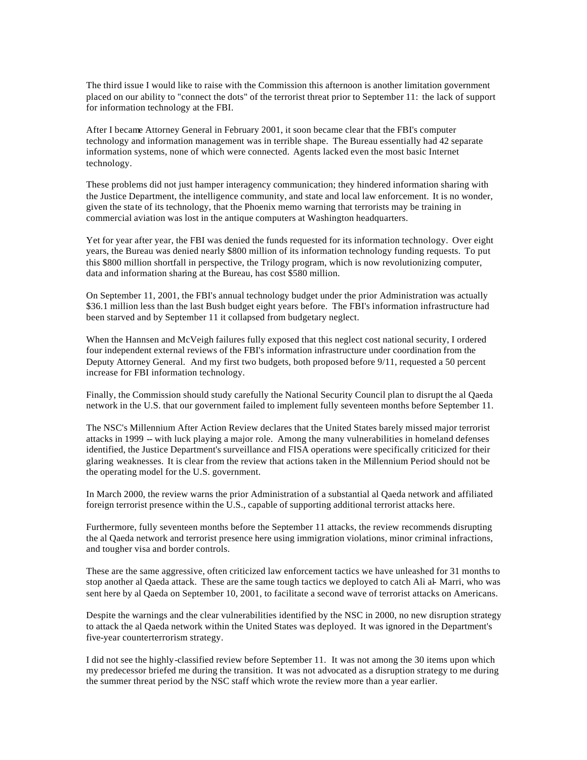The third issue I would like to raise with the Commission this afternoon is another limitation government placed on our ability to "connect the dots" of the terrorist threat prior to September 11: the lack of support for information technology at the FBI.

After I became Attorney General in February 2001, it soon became clear that the FBI's computer technology and information management was in terrible shape. The Bureau essentially had 42 separate information systems, none of which were connected. Agents lacked even the most basic Internet technology.

These problems did not just hamper interagency communication; they hindered information sharing with the Justice Department, the intelligence community, and state and local law enforcement. It is no wonder, given the state of its technology, that the Phoenix memo warning that terrorists may be training in commercial aviation was lost in the antique computers at Washington headquarters.

Yet for year after year, the FBI was denied the funds requested for its information technology. Over eight years, the Bureau was denied nearly $800 million of its information technology funding requests. To put this $800 million shortfall in perspective, the Trilogy program, which is now revolutionizing computer, data and information sharing at the Bureau, has cost $580 million.

On September 11, 2001, the FBI's annual technology budget under the prior Administration was actually $36.1 million less than the last Bush budget eight years before. The FBI's information infrastructure had been starved and by September 11 it collapsed from budgetary neglect.

When the Hannsen and McVeigh failures fully exposed that this neglect cost national security, I ordered four independent external reviews of the FBI's information infrastructure under coordination from the Deputy Attorney General. And my first two budgets, both proposed before 9/11, requested a 50 percent increase for FBI information technology.

Finally, the Commission should study carefully the National Security Council plan to disrupt the al Qaeda network in the U.S. that our government failed to implement fully seventeen months before September 11.

The NSC's Millennium After Action Review declares that the United States barely missed major terrorist attacks in 1999 -- with luck playing a major role. Among the many vulnerabilities in homeland defenses identified, the Justice Department's surveillance and FISA operations were specifically criticized for their glaring weaknesses. It is clear from the review that actions taken in the Millennium Period should not be the operating model for the U.S. government.

In March 2000, the review warns the prior Administration of a substantial al Qaeda network and affiliated foreign terrorist presence within the U.S., capable of supporting additional terrorist attacks here.

Furthermore, fully seventeen months before the September 11 attacks, the review recommends disrupting the al Qaeda network and terrorist presence here using immigration violations, minor criminal infractions, and tougher visa and border controls.

These are the same aggressive, often criticized law enforcement tactics we have unleashed for 31 months to stop another al Qaeda attack. These are the same tough tactics we deployed to catch Ali al-Marri, who was sent here by al Qaeda on September 10, 2001, to facilitate a second wave of terrorist attacks on Americans.

Despite the warnings and the clear vulnerabilities identified by the NSC in 2000, no new disruption strategy to attack the al Qaeda network within the United States was deployed. It was ignored in the Department's five-year counterterrorism strategy.

I did not see the highly-classified review before September 11. It was not among the 30 items upon which my predecessor briefed me during the transition. It was not advocated as a disruption strategy to me during the summer threat period by the NSC staff which wrote the review more than a year earlier.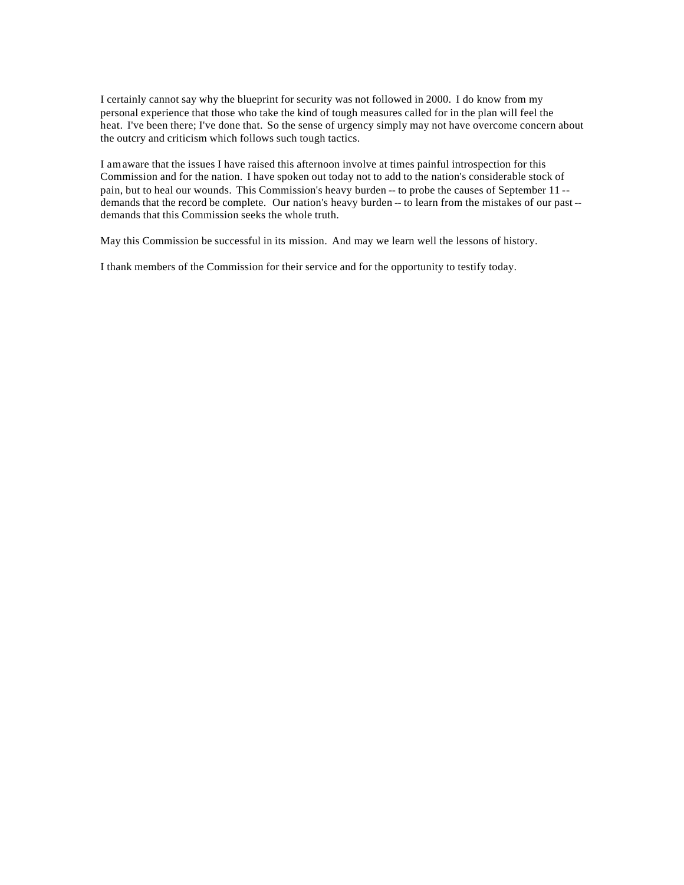I certainly cannot say why the blueprint for security was not followed in 2000. I do know from my personal experience that those who take the kind of tough measures called for in the plan will feel the heat. I've been there; I've done that. So the sense of urgency simply may not have overcome concern about the outcry and criticism which follows such tough tactics.

I am aware that the issues I have raised this afternoon involve at times painful introspection for this Commission and for the nation. I have spoken out today not to add to the nation's considerable stock of pain, but to heal our wounds. This Commission's heavy burden -- to probe the causes of September 11 -- demands that the record be complete. Our nation's heavy burden -- to learn from the mistakes of our past -- demands that this Commission seeks the whole truth.

May this Commission be successful in its mission. And may we learn well the lessons of history.

I thank members of the Commission for their service and for the opportunity to testify today.